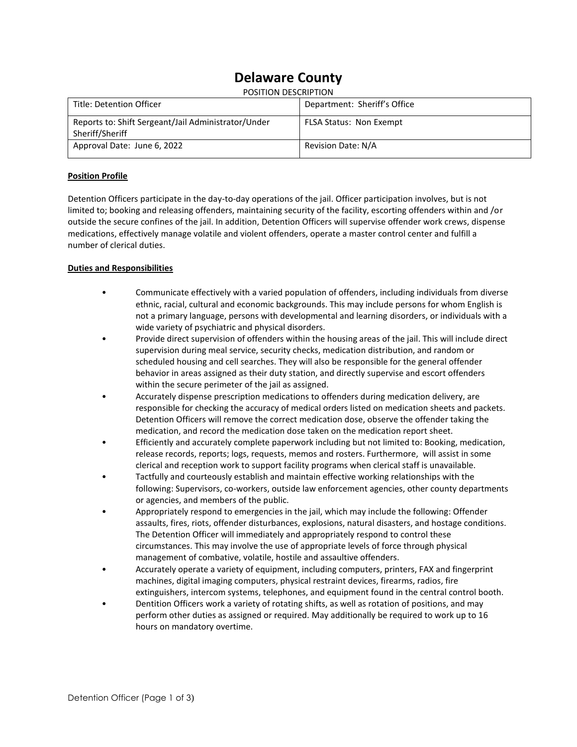# Delaware County

POSITION DESCRIPTION

| Title: Detention Officer | Department: Sheriff's Office |
|---|---|
| Reports to: Shift Sergeant/Jail Administrator/Under Sheriff/Sheriff | FLSA Status: Non Exempt |
| Approval Date: June 6, 2022 | Revision Date: N/A |

**Position Profile**

Detention Officers participate in the day-to-day operations of the jail. Officer participation involves, but is not limited to; booking and releasing offenders, maintaining security of the facility, escorting offenders within and /or outside the secure confines of the jail. In addition, Detention Officers will supervise offender work crews, dispense medications, effectively manage volatile and violent offenders, operate a master control center and fulfill a number of clerical duties.

**Duties and Responsibilities**

- Communicate effectively with a varied population of offenders, including individuals from diverse ethnic, racial, cultural and economic backgrounds. This may include persons for whom English is not a primary language, persons with developmental and learning disorders, or individuals with a wide variety of psychiatric and physical disorders.
- Provide direct supervision of offenders within the housing areas of the jail. This will include direct supervision during meal service, security checks, medication distribution, and random or scheduled housing and cell searches. They will also be responsible for the general offender behavior in areas assigned as their duty station, and directly supervise and escort offenders within the secure perimeter of the jail as assigned.
- Accurately dispense prescription medications to offenders during medication delivery, are responsible for checking the accuracy of medical orders listed on medication sheets and packets. Detention Officers will remove the correct medication dose, observe the offender taking the medication, and record the medication dose taken on the medication report sheet.
- Efficiently and accurately complete paperwork including but not limited to: Booking, medication, release records, reports; logs, requests, memos and rosters. Furthermore, will assist in some clerical and reception work to support facility programs when clerical staff is unavailable.
- Tactfully and courteously establish and maintain effective working relationships with the following: Supervisors, co-workers, outside law enforcement agencies, other county departments or agencies, and members of the public.
- Appropriately respond to emergencies in the jail, which may include the following: Offender assaults, fires, riots, offender disturbances, explosions, natural disasters, and hostage conditions. The Detention Officer will immediately and appropriately respond to control these circumstances. This may involve the use of appropriate levels of force through physical management of combative, volatile, hostile and assaultive offenders.
- Accurately operate a variety of equipment, including computers, printers, FAX and fingerprint machines, digital imaging computers, physical restraint devices, firearms, radios, fire extinguishers, intercom systems, telephones, and equipment found in the central control booth.
- Dentition Officers work a variety of rotating shifts, as well as rotation of positions, and may perform other duties as assigned or required. May additionally be required to work up to 16 hours on mandatory overtime.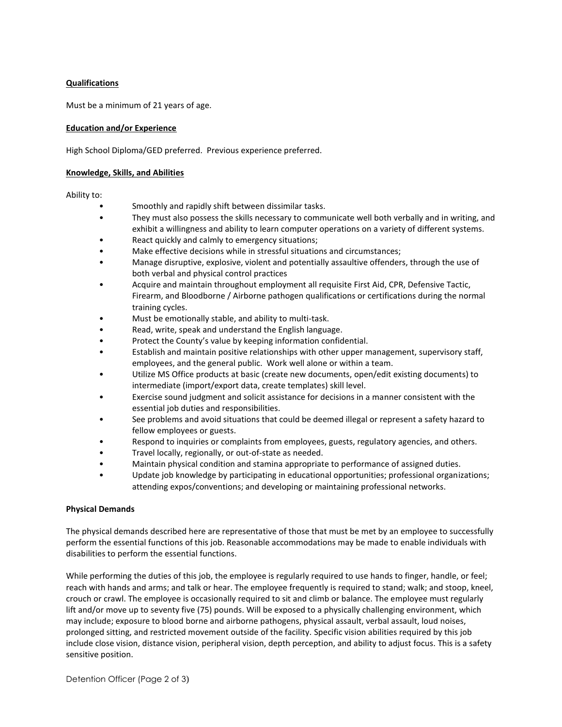**Qualifications**

Must be a minimum of 21 years of age.

**Education and/or Experience**

High School Diploma/GED preferred. Previous experience preferred.

**Knowledge, Skills, and Abilities**

Ability to:

- Smoothly and rapidly shift between dissimilar tasks.
- They must also possess the skills necessary to communicate well both verbally and in writing, and exhibit a willingness and ability to learn computer operations on a variety of different systems.
- React quickly and calmly to emergency situations;
- Make effective decisions while in stressful situations and circumstances;
- Manage disruptive, explosive, violent and potentially assaultive offenders, through the use of both verbal and physical control practices
- Acquire and maintain throughout employment all requisite First Aid, CPR, Defensive Tactic, Firearm, and Bloodborne / Airborne pathogen qualifications or certifications during the normal training cycles.
- Must be emotionally stable, and ability to multi-task.
- Read, write, speak and understand the English language.
- Protect the County's value by keeping information confidential.
- Establish and maintain positive relationships with other upper management, supervisory staff, employees, and the general public. Work well alone or within a team.
- Utilize MS Office products at basic (create new documents, open/edit existing documents) to intermediate (import/export data, create templates) skill level.
- Exercise sound judgment and solicit assistance for decisions in a manner consistent with the essential job duties and responsibilities.
- See problems and avoid situations that could be deemed illegal or represent a safety hazard to fellow employees or guests.
- Respond to inquiries or complaints from employees, guests, regulatory agencies, and others.
- Travel locally, regionally, or out-of-state as needed.
- Maintain physical condition and stamina appropriate to performance of assigned duties.
- Update job knowledge by participating in educational opportunities; professional organizations; attending expos/conventions; and developing or maintaining professional networks.

**Physical Demands**

The physical demands described here are representative of those that must be met by an employee to successfully perform the essential functions of this job. Reasonable accommodations may be made to enable individuals with disabilities to perform the essential functions.

While performing the duties of this job, the employee is regularly required to use hands to finger, handle, or feel; reach with hands and arms; and talk or hear. The employee frequently is required to stand; walk; and stoop, kneel, crouch or crawl. The employee is occasionally required to sit and climb or balance. The employee must regularly lift and/or move up to seventy five (75) pounds. Will be exposed to a physically challenging environment, which may include; exposure to blood borne and airborne pathogens, physical assault, verbal assault, loud noises, prolonged sitting, and restricted movement outside of the facility. Specific vision abilities required by this job include close vision, distance vision, peripheral vision, depth perception, and ability to adjust focus. This is a safety sensitive position.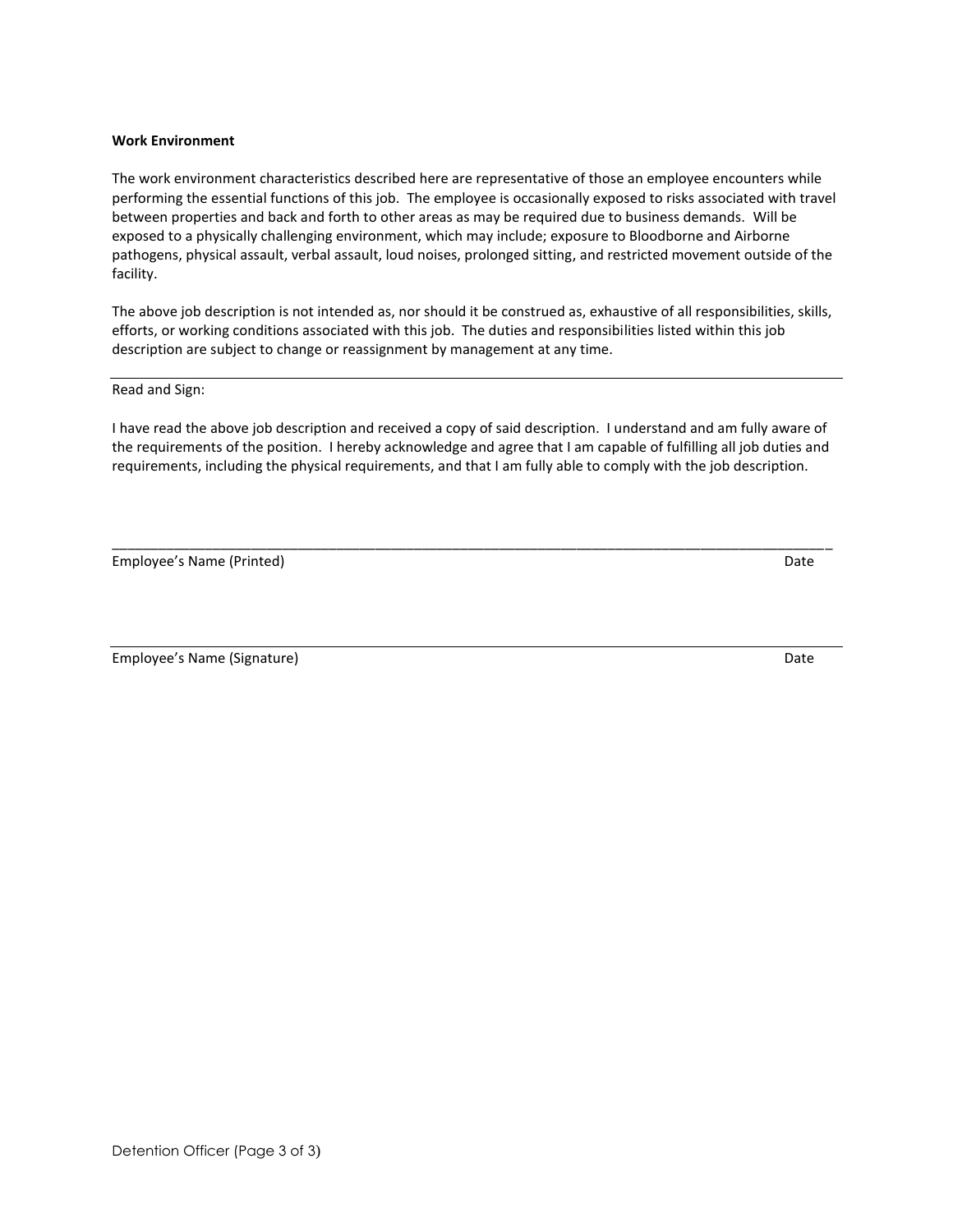**Work Environment**

The work environment characteristics described here are representative of those an employee encounters while performing the essential functions of this job. The employee is occasionally exposed to risks associated with travel between properties and back and forth to other areas as may be required due to business demands. Will be exposed to a physically challenging environment, which may include; exposure to Bloodborne and Airborne pathogens, physical assault, verbal assault, loud noises, prolonged sitting, and restricted movement outside of the facility.

The above job description is not intended as, nor should it be construed as, exhaustive of all responsibilities, skills, efforts, or working conditions associated with this job. The duties and responsibilities listed within this job description are subject to change or reassignment by management at any time.

---

Read and Sign:

I have read the above job description and received a copy of said description. I understand and am fully aware of the requirements of the position. I hereby acknowledge and agree that I am capable of fulfilling all job duties and requirements, including the physical requirements, and that I am fully able to comply with the job description.

_______________________________________________________________________________________________

Employee's Name (Printed) Date

_______________________________________________________________________________________________

Employee's Name (Signature) Date